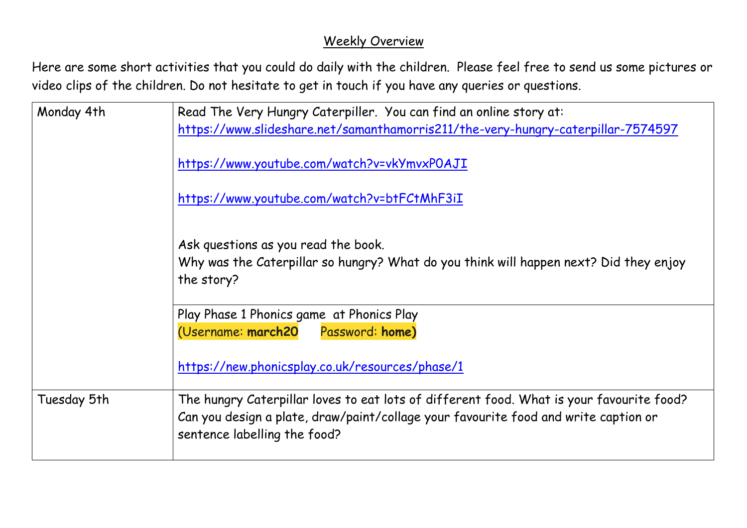## Weekly Overview

Here are some short activities that you could do daily with the children. Please feel free to send us some pictures or video clips of the children. Do not hesitate to get in touch if you have any queries or questions.

| | |
|---|---|
| Monday 4th | Read The Very Hungry Caterpiller. You can find an online story at: https://www.slideshare.net/samanthamorris211/the-very-hungry-caterpillar-7574597<br><br>https://www.youtube.com/watch?v=vkYmvxP0AJI<br><br>https://www.youtube.com/watch?v=btFCtMhF3iI<br><br>Ask questions as you read the book.<br>Why was the Caterpillar so hungry? What do you think will happen next? Did they enjoy the story? |
| | Play Phase 1 Phonics game at Phonics Play<br>(Username: **march20** Password: **home)**<br><br>https://new.phonicsplay.co.uk/resources/phase/1 |
| Tuesday 5th | The hungry Caterpillar loves to eat lots of different food. What is your favourite food? Can you design a plate, draw/paint/collage your favourite food and write caption or sentence labelling the food? |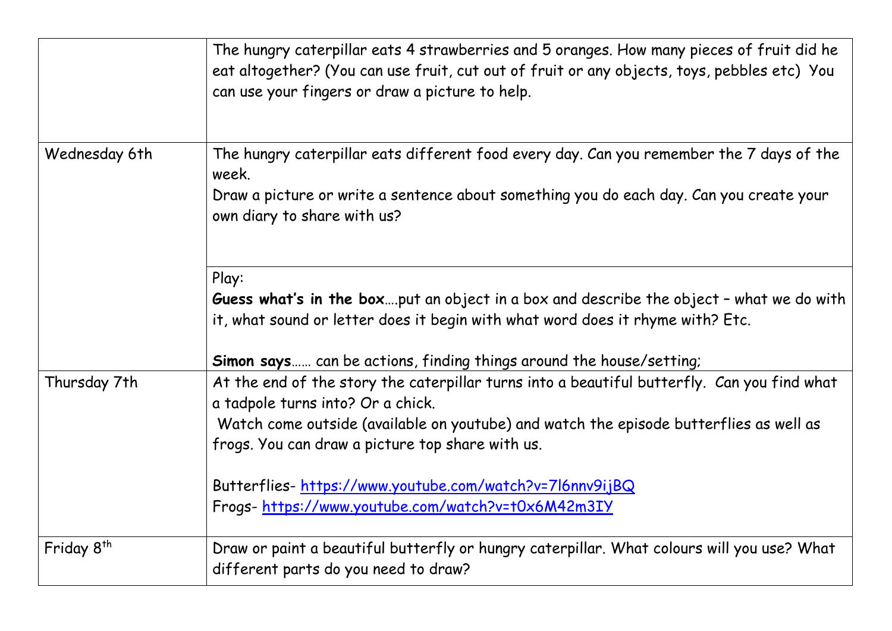| | |
|---|---|
| | The hungry caterpillar eats 4 strawberries and 5 oranges. How many pieces of fruit did he eat altogether? (You can use fruit, cut out of fruit or any objects, toys, pebbles etc) You can use your fingers or draw a picture to help. |
| Wednesday 6th | The hungry caterpillar eats different food every day. Can you remember the 7 days of the week.<br>Draw a picture or write a sentence about something you do each day. Can you create your own diary to share with us? |
| | Play:<br>**Guess what's in the box**….put an object in a box and describe the object – what we do with it, what sound or letter does it begin with what word does it rhyme with? Etc.<br><br>**Simon says**…… can be actions, finding things around the house/setting; |
| Thursday 7th | At the end of the story the caterpillar turns into a beautiful butterfly. Can you find what a tadpole turns into? Or a chick.<br>Watch come outside (available on youtube) and watch the episode butterflies as well as frogs. You can draw a picture top share with us.<br><br>Butterflies- [https://www.youtube.com/watch?v=7l6nnv9ijBQ](https://www.youtube.com/watch?v=7l6nnv9ijBQ)<br>Frogs- [https://www.youtube.com/watch?v=t0x6M42m3IY](https://www.youtube.com/watch?v=t0x6M42m3IY) |
| Friday 8th | Draw or paint a beautiful butterfly or hungry caterpillar. What colours will you use? What different parts do you need to draw? |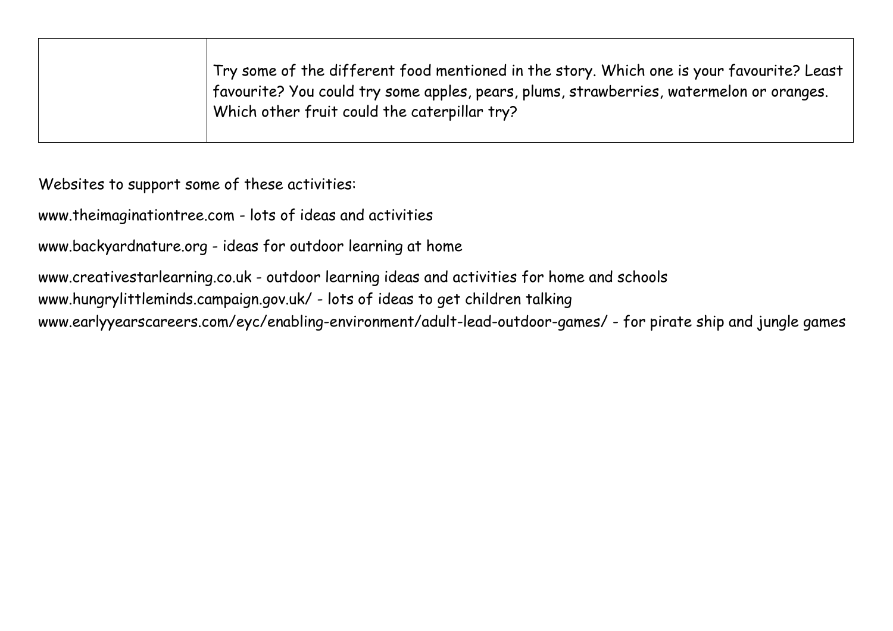| | |
|---|---|
| | Try some of the different food mentioned in the story. Which one is your favourite? Least favourite? You could try some apples, pears, plums, strawberries, watermelon or oranges. Which other fruit could the caterpillar try? |

Websites to support some of these activities:

www.theimaginationtree.com - lots of ideas and activities

www.backyardnature.org - ideas for outdoor learning at home

www.creativestarlearning.co.uk - outdoor learning ideas and activities for home and schools
www.hungrylittleminds.campaign.gov.uk/ - lots of ideas to get children talking
www.earlyyearscareers.com/eyc/enabling-environment/adult-lead-outdoor-games/ - for pirate ship and jungle games